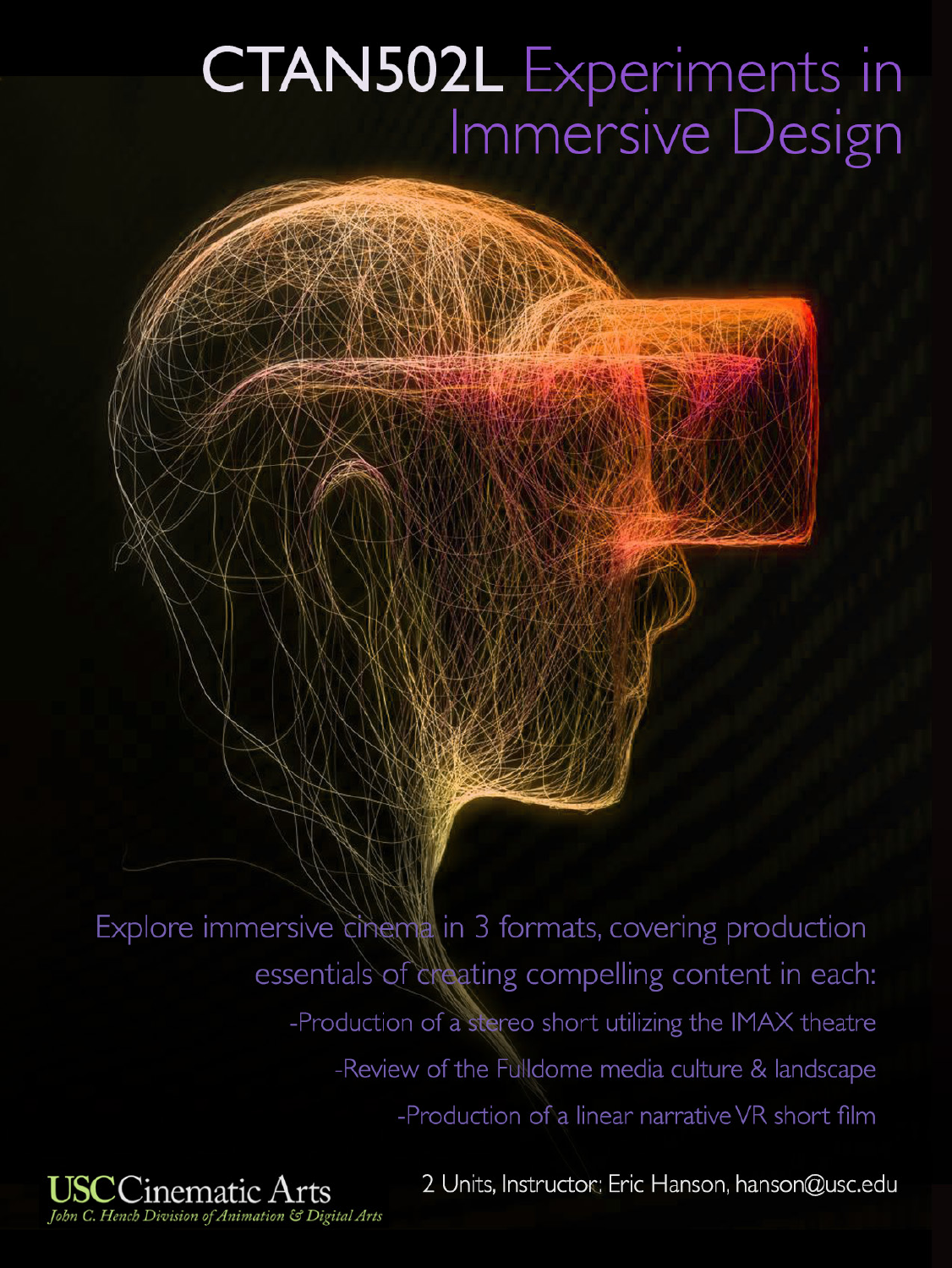# CTAN502L Experiments in Immersive Design

Explore immersive cinema in 3 formats, covering production essentials of creating compelling content in each:

- Production of a stereo short utilizing the IMAX theatre
- Review of the Fulldome media culture & landscape
- Production of a linear narrative VR short film

USC Cinematic Arts

*John C. Hench Division of Animation & Digital Arts*

2 Units, Instructor: Eric Hanson, hanson@usc.edu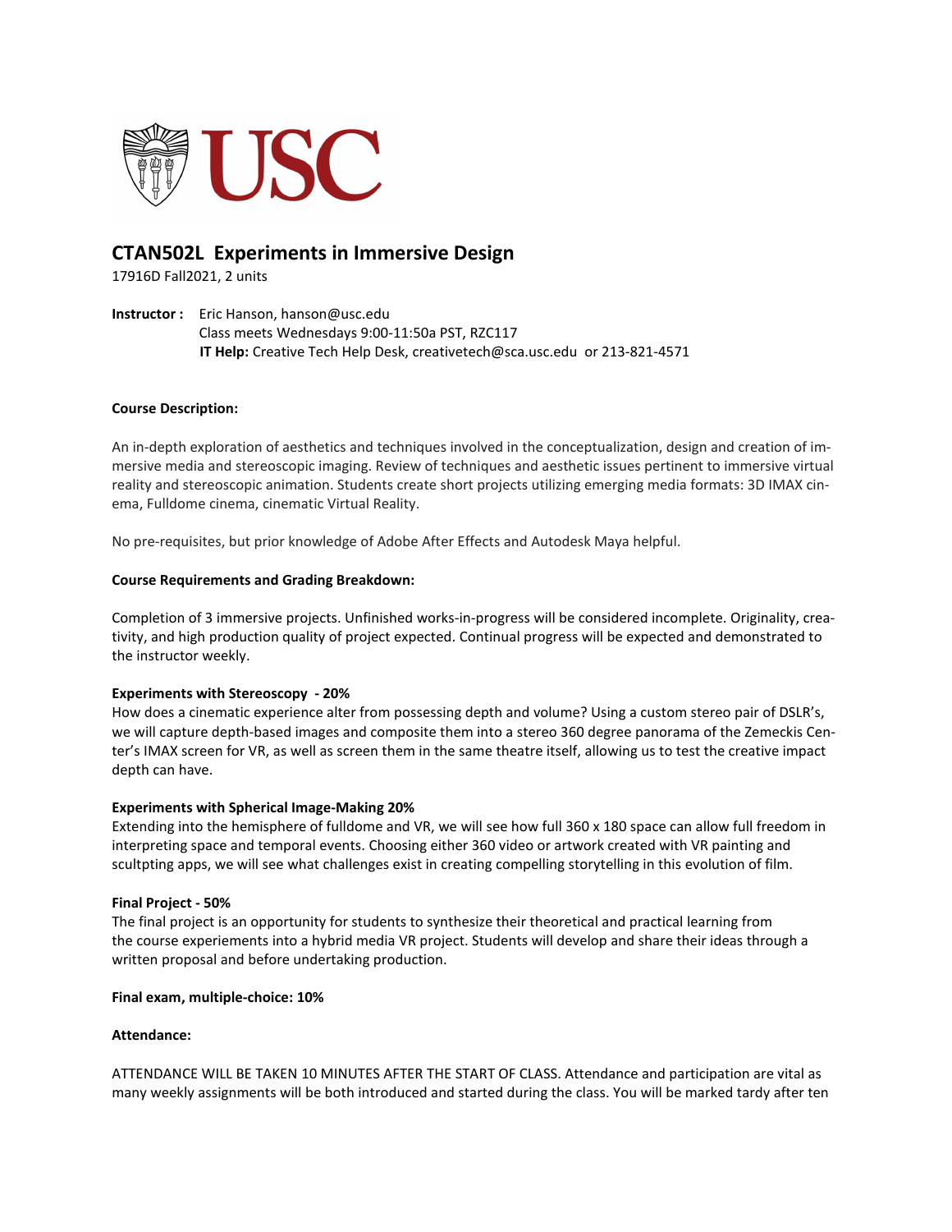## CTAN502L Experiments in Immersive Design

17916D Fall2021, 2 units

**Instructor :** Eric Hanson, hanson@usc.edu
Class meets Wednesdays 9:00-11:50a PST, RZC117
**IT Help:** Creative Tech Help Desk, creativetech@sca.usc.edu or 213-821-4571

**Course Description:**

An in-depth exploration of aesthetics and techniques involved in the conceptualization, design and creation of immersive media and stereoscopic imaging. Review of techniques and aesthetic issues pertinent to immersive virtual reality and stereoscopic animation. Students create short projects utilizing emerging media formats: 3D IMAX cinema, Fulldome cinema, cinematic Virtual Reality.

No pre-requisites, but prior knowledge of Adobe After Effects and Autodesk Maya helpful.

**Course Requirements and Grading Breakdown:**

Completion of 3 immersive projects. Unfinished works-in-progress will be considered incomplete. Originality, creativity, and high production quality of project expected. Continual progress will be expected and demonstrated to the instructor weekly.

**Experiments with Stereoscopy - 20%**
How does a cinematic experience alter from possessing depth and volume? Using a custom stereo pair of DSLR's, we will capture depth-based images and composite them into a stereo 360 degree panorama of the Zemeckis Center's IMAX screen for VR, as well as screen them in the same theatre itself, allowing us to test the creative impact depth can have.

**Experiments with Spherical Image-Making 20%**
Extending into the hemisphere of fulldome and VR, we will see how full 360 x 180 space can allow full freedom in interpreting space and temporal events. Choosing either 360 video or artwork created with VR painting and scultpting apps, we will see what challenges exist in creating compelling storytelling in this evolution of film.

**Final Project - 50%**
The final project is an opportunity for students to synthesize their theoretical and practical learning from the course experiements into a hybrid media VR project. Students will develop and share their ideas through a written proposal and before undertaking production.

**Final exam, multiple-choice: 10%**

**Attendance:**

ATTENDANCE WILL BE TAKEN 10 MINUTES AFTER THE START OF CLASS. Attendance and participation are vital as many weekly assignments will be both introduced and started during the class. You will be marked tardy after ten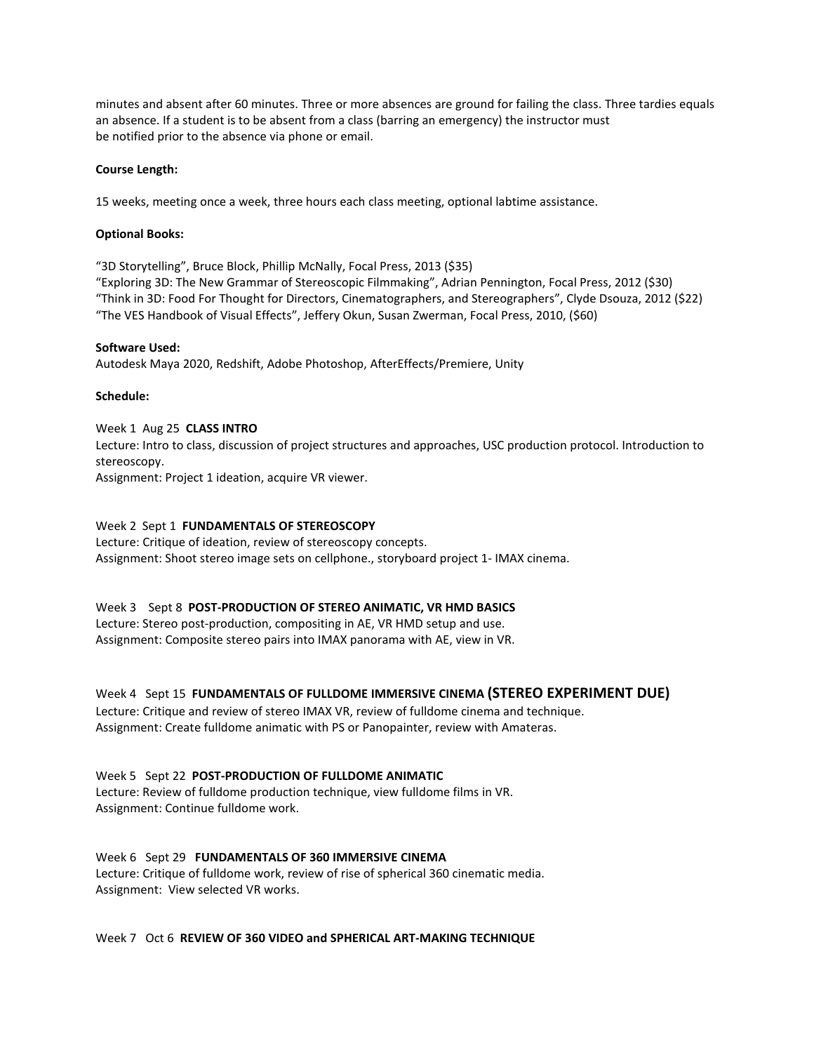minutes and absent after 60 minutes. Three or more absences are ground for failing the class. Three tardies equals an absence. If a student is to be absent from a class (barring an emergency) the instructor must be notified prior to the absence via phone or email.

**Course Length:**

15 weeks, meeting once a week, three hours each class meeting, optional labtime assistance.

**Optional Books:**

"3D Storytelling", Bruce Block, Phillip McNally, Focal Press, 2013 ($35)
"Exploring 3D: The New Grammar of Stereoscopic Filmmaking", Adrian Pennington, Focal Press, 2012 ($30)
"Think in 3D: Food For Thought for Directors, Cinematographers, and Stereographers", Clyde Dsouza, 2012 ($22)
"The VES Handbook of Visual Effects", Jeffery Okun, Susan Zwerman, Focal Press, 2010, ($60)

**Software Used:**
Autodesk Maya 2020, Redshift, Adobe Photoshop, AfterEffects/Premiere, Unity

**Schedule:**

Week 1 Aug 25 **CLASS INTRO**
Lecture: Intro to class, discussion of project structures and approaches, USC production protocol. Introduction to stereoscopy.
Assignment: Project 1 ideation, acquire VR viewer.

Week 2 Sept 1 **FUNDAMENTALS OF STEREOSCOPY**
Lecture: Critique of ideation, review of stereoscopy concepts.
Assignment: Shoot stereo image sets on cellphone., storyboard project 1- IMAX cinema.

Week 3 Sept 8 **POST-PRODUCTION OF STEREO ANIMATIC, VR HMD BASICS**
Lecture: Stereo post-production, compositing in AE, VR HMD setup and use.
Assignment: Composite stereo pairs into IMAX panorama with AE, view in VR.

Week 4 Sept 15 **FUNDAMENTALS OF FULLDOME IMMERSIVE CINEMA (STEREO EXPERIMENT DUE)**
Lecture: Critique and review of stereo IMAX VR, review of fulldome cinema and technique.
Assignment: Create fulldome animatic with PS or Panopainter, review with Amateras.

Week 5 Sept 22 **POST-PRODUCTION OF FULLDOME ANIMATIC**
Lecture: Review of fulldome production technique, view fulldome films in VR.
Assignment: Continue fulldome work.

Week 6 Sept 29 **FUNDAMENTALS OF 360 IMMERSIVE CINEMA**
Lecture: Critique of fulldome work, review of rise of spherical 360 cinematic media.
Assignment: View selected VR works.

Week 7 Oct 6 **REVIEW OF 360 VIDEO and SPHERICAL ART-MAKING TECHNIQUE**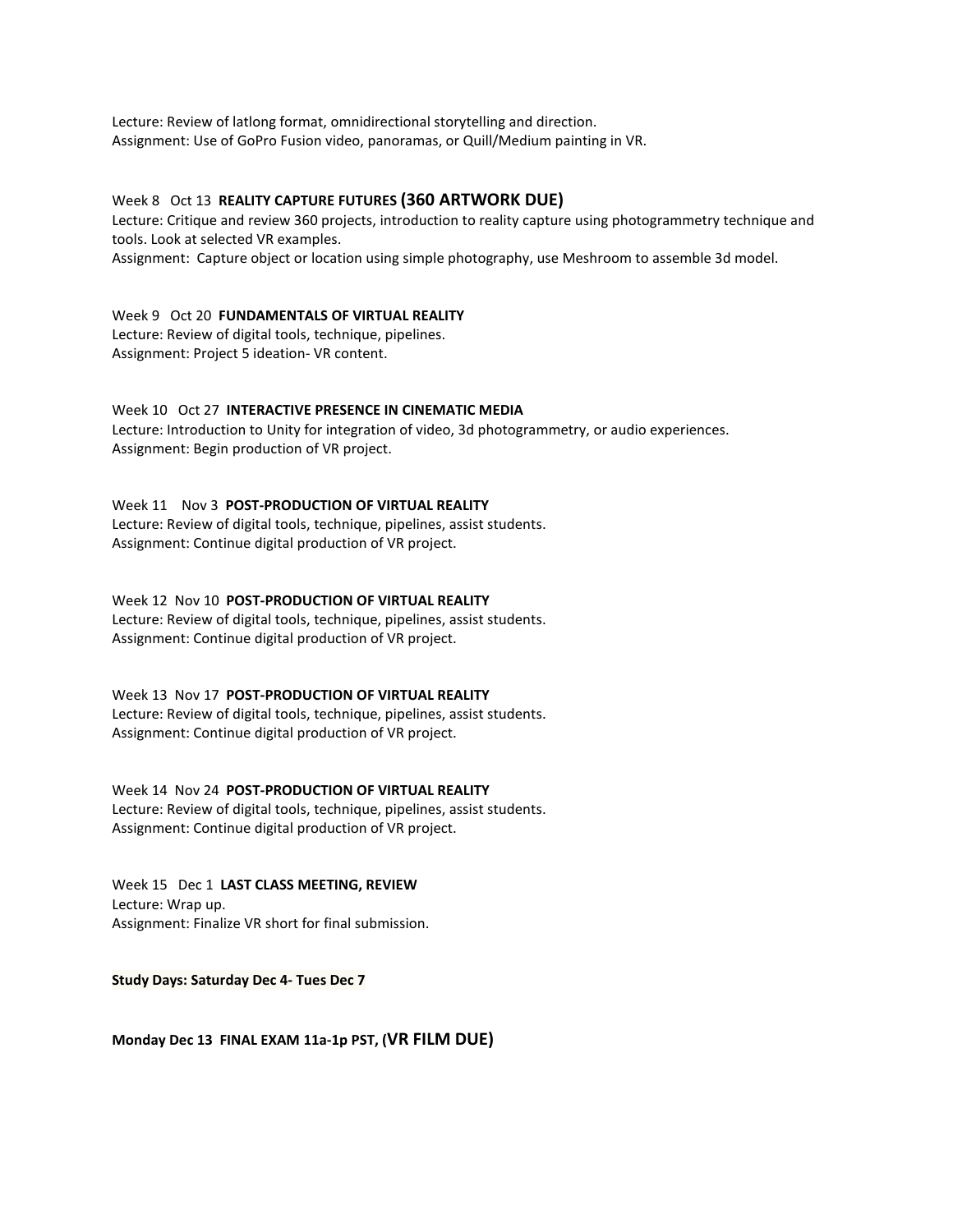Lecture: Review of latlong format, omnidirectional storytelling and direction.
Assignment: Use of GoPro Fusion video, panoramas, or Quill/Medium painting in VR.

Week 8 Oct 13 **REALITY CAPTURE FUTURES (360 ARTWORK DUE)**
Lecture: Critique and review 360 projects, introduction to reality capture using photogrammetry technique and tools. Look at selected VR examples.
Assignment: Capture object or location using simple photography, use Meshroom to assemble 3d model.

Week 9 Oct 20 **FUNDAMENTALS OF VIRTUAL REALITY**
Lecture: Review of digital tools, technique, pipelines.
Assignment: Project 5 ideation- VR content.

Week 10 Oct 27 **INTERACTIVE PRESENCE IN CINEMATIC MEDIA**
Lecture: Introduction to Unity for integration of video, 3d photogrammetry, or audio experiences.
Assignment: Begin production of VR project.

Week 11 Nov 3 **POST-PRODUCTION OF VIRTUAL REALITY**
Lecture: Review of digital tools, technique, pipelines, assist students.
Assignment: Continue digital production of VR project.

Week 12 Nov 10 **POST-PRODUCTION OF VIRTUAL REALITY**
Lecture: Review of digital tools, technique, pipelines, assist students.
Assignment: Continue digital production of VR project.

Week 13 Nov 17 **POST-PRODUCTION OF VIRTUAL REALITY**
Lecture: Review of digital tools, technique, pipelines, assist students.
Assignment: Continue digital production of VR project.

Week 14 Nov 24 **POST-PRODUCTION OF VIRTUAL REALITY**
Lecture: Review of digital tools, technique, pipelines, assist students.
Assignment: Continue digital production of VR project.

Week 15 Dec 1 **LAST CLASS MEETING, REVIEW**
Lecture: Wrap up.
Assignment: Finalize VR short for final submission.

**Study Days: Saturday Dec 4- Tues Dec 7**

**Monday Dec 13 FINAL EXAM 11a-1p PST, (VR FILM DUE)**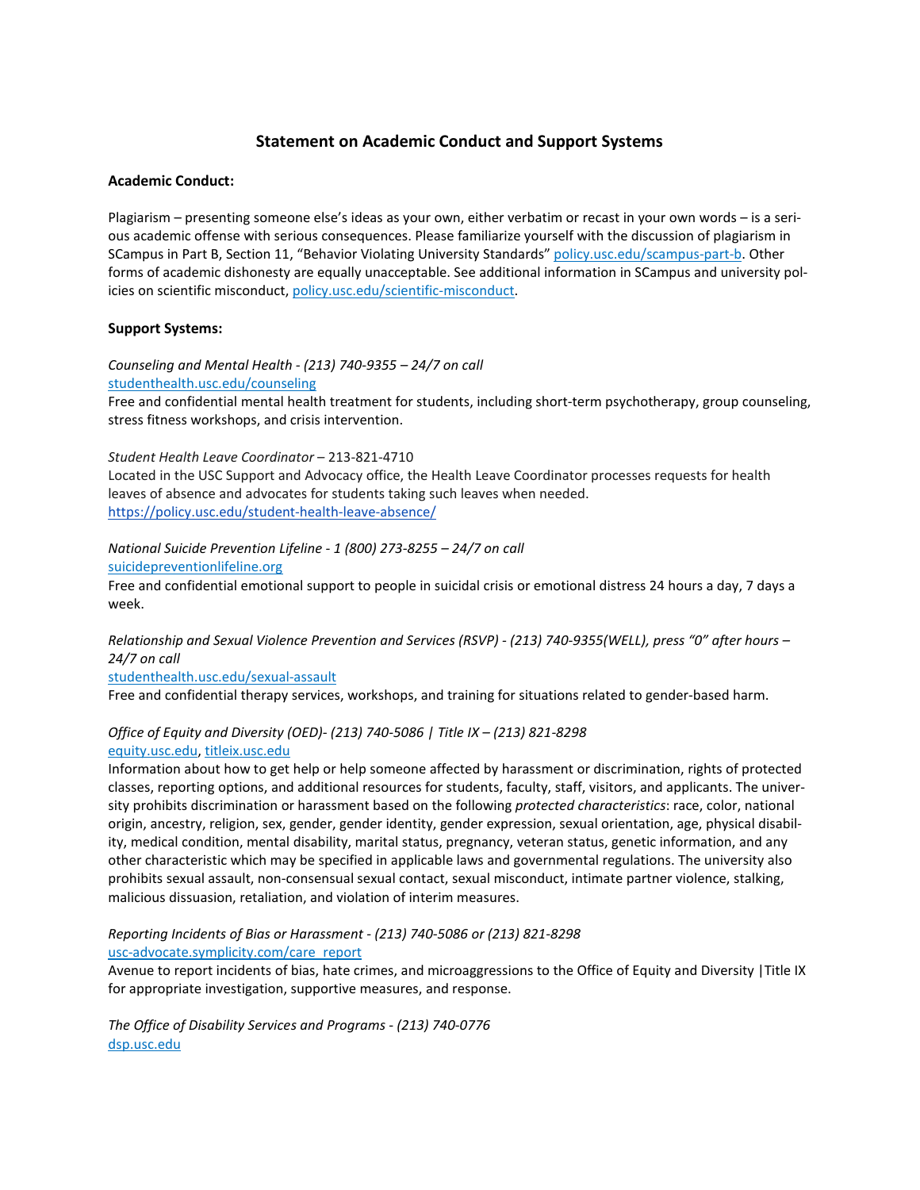## Statement on Academic Conduct and Support Systems

### Academic Conduct:

Plagiarism – presenting someone else's ideas as your own, either verbatim or recast in your own words – is a serious academic offense with serious consequences. Please familiarize yourself with the discussion of plagiarism in SCampus in Part B, Section 11, "Behavior Violating University Standards" policy.usc.edu/scampus-part-b. Other forms of academic dishonesty are equally unacceptable. See additional information in SCampus and university policies on scientific misconduct, policy.usc.edu/scientific-misconduct.

### Support Systems:

*Counseling and Mental Health - (213) 740-9355 – 24/7 on call*
studenthealth.usc.edu/counseling
Free and confidential mental health treatment for students, including short-term psychotherapy, group counseling, stress fitness workshops, and crisis intervention.

*Student Health Leave Coordinator* – 213-821-4710
Located in the USC Support and Advocacy office, the Health Leave Coordinator processes requests for health leaves of absence and advocates for students taking such leaves when needed.
https://policy.usc.edu/student-health-leave-absence/

*National Suicide Prevention Lifeline - 1 (800) 273-8255 – 24/7 on call*
suicidepreventionlifeline.org
Free and confidential emotional support to people in suicidal crisis or emotional distress 24 hours a day, 7 days a week.

*Relationship and Sexual Violence Prevention and Services (RSVP) - (213) 740-9355(WELL), press "0" after hours – 24/7 on call*
studenthealth.usc.edu/sexual-assault
Free and confidential therapy services, workshops, and training for situations related to gender-based harm.

*Office of Equity and Diversity (OED)- (213) 740-5086 | Title IX – (213) 821-8298*
equity.usc.edu, titleix.usc.edu
Information about how to get help or help someone affected by harassment or discrimination, rights of protected classes, reporting options, and additional resources for students, faculty, staff, visitors, and applicants. The university prohibits discrimination or harassment based on the following *protected characteristics*: race, color, national origin, ancestry, religion, sex, gender, gender identity, gender expression, sexual orientation, age, physical disability, medical condition, mental disability, marital status, pregnancy, veteran status, genetic information, and any other characteristic which may be specified in applicable laws and governmental regulations. The university also prohibits sexual assault, non-consensual sexual contact, sexual misconduct, intimate partner violence, stalking, malicious dissuasion, retaliation, and violation of interim measures.

*Reporting Incidents of Bias or Harassment - (213) 740-5086 or (213) 821-8298*
usc-advocate.symplicity.com/care_report
Avenue to report incidents of bias, hate crimes, and microaggressions to the Office of Equity and Diversity |Title IX for appropriate investigation, supportive measures, and response.

*The Office of Disability Services and Programs - (213) 740-0776*
dsp.usc.edu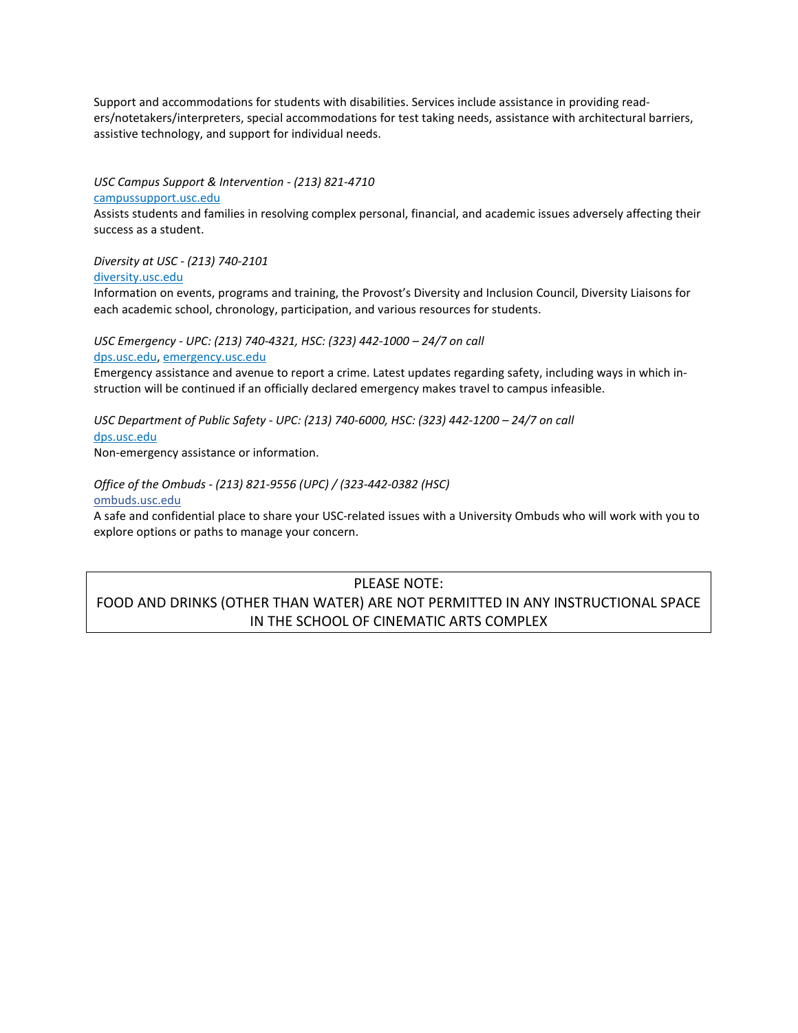Support and accommodations for students with disabilities. Services include assistance in providing readers/notetakers/interpreters, special accommodations for test taking needs, assistance with architectural barriers, assistive technology, and support for individual needs.

*USC Campus Support & Intervention - (213) 821-4710*
campussupport.usc.edu
Assists students and families in resolving complex personal, financial, and academic issues adversely affecting their success as a student.

*Diversity at USC - (213) 740-2101*
diversity.usc.edu
Information on events, programs and training, the Provost's Diversity and Inclusion Council, Diversity Liaisons for each academic school, chronology, participation, and various resources for students.

*USC Emergency - UPC: (213) 740-4321, HSC: (323) 442-1000 – 24/7 on call*
dps.usc.edu, emergency.usc.edu
Emergency assistance and avenue to report a crime. Latest updates regarding safety, including ways in which instruction will be continued if an officially declared emergency makes travel to campus infeasible.

*USC Department of Public Safety - UPC: (213) 740-6000, HSC: (323) 442-1200 – 24/7 on call*
dps.usc.edu
Non-emergency assistance or information.

*Office of the Ombuds - (213) 821-9556 (UPC) / (323-442-0382 (HSC)*
ombuds.usc.edu
A safe and confidential place to share your USC-related issues with a University Ombuds who will work with you to explore options or paths to manage your concern.

PLEASE NOTE:
FOOD AND DRINKS (OTHER THAN WATER) ARE NOT PERMITTED IN ANY INSTRUCTIONAL SPACE IN THE SCHOOL OF CINEMATIC ARTS COMPLEX